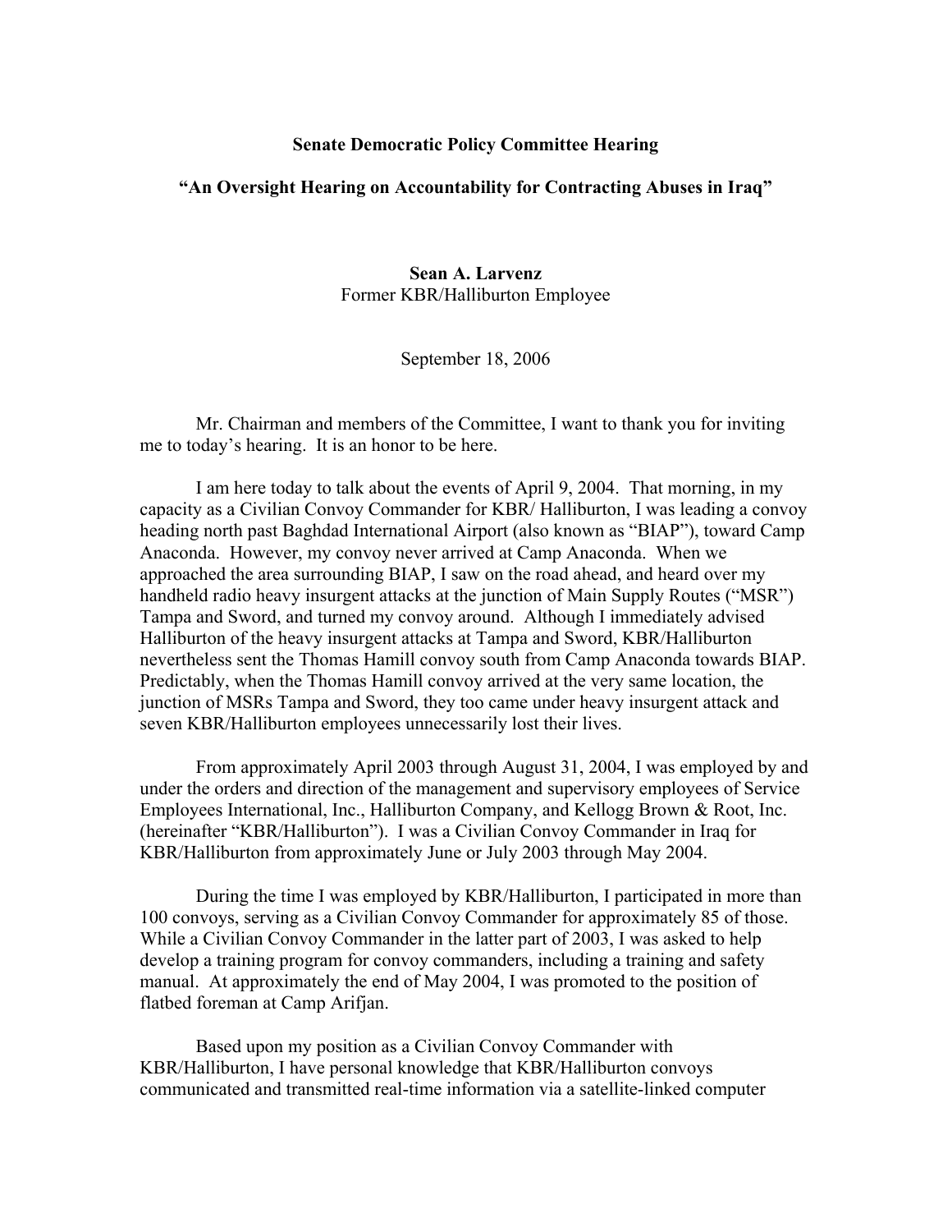**Senate Democratic Policy Committee Hearing**

**"An Oversight Hearing on Accountability for Contracting Abuses in Iraq"**

**Sean A. Larvenz**
Former KBR/Halliburton Employee

September 18, 2006

Mr. Chairman and members of the Committee, I want to thank you for inviting me to today's hearing. It is an honor to be here.

I am here today to talk about the events of April 9, 2004. That morning, in my capacity as a Civilian Convoy Commander for KBR/ Halliburton, I was leading a convoy heading north past Baghdad International Airport (also known as "BIAP"), toward Camp Anaconda. However, my convoy never arrived at Camp Anaconda. When we approached the area surrounding BIAP, I saw on the road ahead, and heard over my handheld radio heavy insurgent attacks at the junction of Main Supply Routes ("MSR") Tampa and Sword, and turned my convoy around. Although I immediately advised Halliburton of the heavy insurgent attacks at Tampa and Sword, KBR/Halliburton nevertheless sent the Thomas Hamill convoy south from Camp Anaconda towards BIAP. Predictably, when the Thomas Hamill convoy arrived at the very same location, the junction of MSRs Tampa and Sword, they too came under heavy insurgent attack and seven KBR/Halliburton employees unnecessarily lost their lives.

From approximately April 2003 through August 31, 2004, I was employed by and under the orders and direction of the management and supervisory employees of Service Employees International, Inc., Halliburton Company, and Kellogg Brown & Root, Inc. (hereinafter "KBR/Halliburton"). I was a Civilian Convoy Commander in Iraq for KBR/Halliburton from approximately June or July 2003 through May 2004.

During the time I was employed by KBR/Halliburton, I participated in more than 100 convoys, serving as a Civilian Convoy Commander for approximately 85 of those. While a Civilian Convoy Commander in the latter part of 2003, I was asked to help develop a training program for convoy commanders, including a training and safety manual. At approximately the end of May 2004, I was promoted to the position of flatbed foreman at Camp Arifjan.

Based upon my position as a Civilian Convoy Commander with KBR/Halliburton, I have personal knowledge that KBR/Halliburton convoys communicated and transmitted real-time information via a satellite-linked computer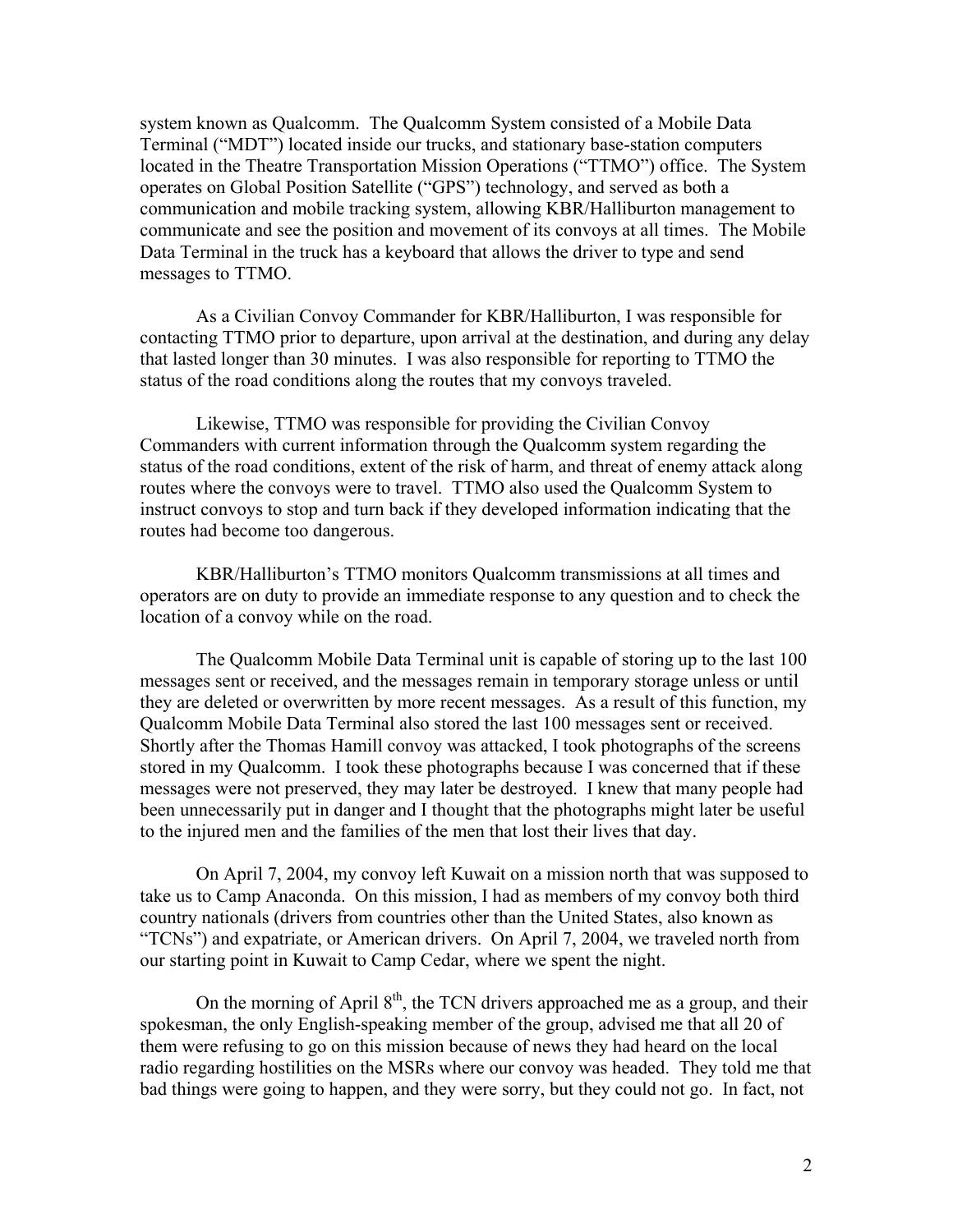system known as Qualcomm. The Qualcomm System consisted of a Mobile Data Terminal ("MDT") located inside our trucks, and stationary base-station computers located in the Theatre Transportation Mission Operations ("TTMO") office. The System operates on Global Position Satellite ("GPS") technology, and served as both a communication and mobile tracking system, allowing KBR/Halliburton management to communicate and see the position and movement of its convoys at all times. The Mobile Data Terminal in the truck has a keyboard that allows the driver to type and send messages to TTMO.

As a Civilian Convoy Commander for KBR/Halliburton, I was responsible for contacting TTMO prior to departure, upon arrival at the destination, and during any delay that lasted longer than 30 minutes. I was also responsible for reporting to TTMO the status of the road conditions along the routes that my convoys traveled.

Likewise, TTMO was responsible for providing the Civilian Convoy Commanders with current information through the Qualcomm system regarding the status of the road conditions, extent of the risk of harm, and threat of enemy attack along routes where the convoys were to travel. TTMO also used the Qualcomm System to instruct convoys to stop and turn back if they developed information indicating that the routes had become too dangerous.

KBR/Halliburton's TTMO monitors Qualcomm transmissions at all times and operators are on duty to provide an immediate response to any question and to check the location of a convoy while on the road.

The Qualcomm Mobile Data Terminal unit is capable of storing up to the last 100 messages sent or received, and the messages remain in temporary storage unless or until they are deleted or overwritten by more recent messages. As a result of this function, my Qualcomm Mobile Data Terminal also stored the last 100 messages sent or received. Shortly after the Thomas Hamill convoy was attacked, I took photographs of the screens stored in my Qualcomm. I took these photographs because I was concerned that if these messages were not preserved, they may later be destroyed. I knew that many people had been unnecessarily put in danger and I thought that the photographs might later be useful to the injured men and the families of the men that lost their lives that day.

On April 7, 2004, my convoy left Kuwait on a mission north that was supposed to take us to Camp Anaconda. On this mission, I had as members of my convoy both third country nationals (drivers from countries other than the United States, also known as "TCNs") and expatriate, or American drivers. On April 7, 2004, we traveled north from our starting point in Kuwait to Camp Cedar, where we spent the night.

On the morning of April 8th, the TCN drivers approached me as a group, and their spokesman, the only English-speaking member of the group, advised me that all 20 of them were refusing to go on this mission because of news they had heard on the local radio regarding hostilities on the MSRs where our convoy was headed. They told me that bad things were going to happen, and they were sorry, but they could not go. In fact, not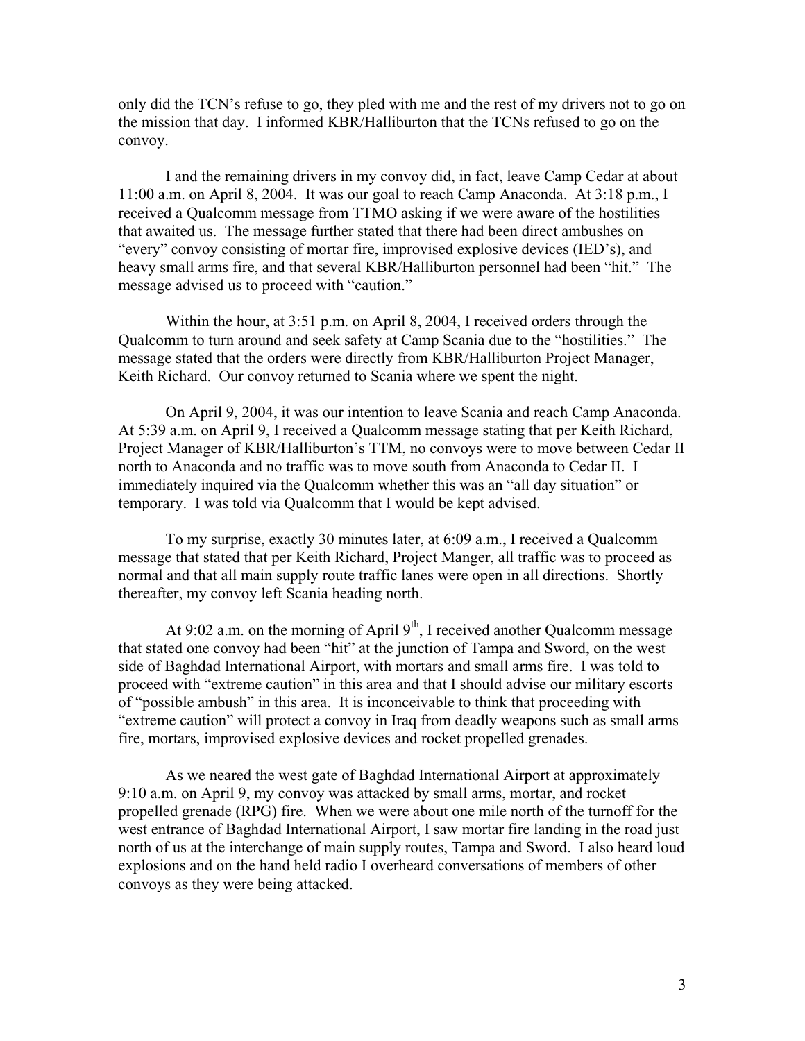only did the TCN's refuse to go, they pled with me and the rest of my drivers not to go on the mission that day. I informed KBR/Halliburton that the TCNs refused to go on the convoy.

I and the remaining drivers in my convoy did, in fact, leave Camp Cedar at about 11:00 a.m. on April 8, 2004. It was our goal to reach Camp Anaconda. At 3:18 p.m., I received a Qualcomm message from TTMO asking if we were aware of the hostilities that awaited us. The message further stated that there had been direct ambushes on "every" convoy consisting of mortar fire, improvised explosive devices (IED's), and heavy small arms fire, and that several KBR/Halliburton personnel had been "hit." The message advised us to proceed with "caution."

Within the hour, at 3:51 p.m. on April 8, 2004, I received orders through the Qualcomm to turn around and seek safety at Camp Scania due to the "hostilities." The message stated that the orders were directly from KBR/Halliburton Project Manager, Keith Richard. Our convoy returned to Scania where we spent the night.

On April 9, 2004, it was our intention to leave Scania and reach Camp Anaconda. At 5:39 a.m. on April 9, I received a Qualcomm message stating that per Keith Richard, Project Manager of KBR/Halliburton's TTM, no convoys were to move between Cedar II north to Anaconda and no traffic was to move south from Anaconda to Cedar II. I immediately inquired via the Qualcomm whether this was an "all day situation" or temporary. I was told via Qualcomm that I would be kept advised.

To my surprise, exactly 30 minutes later, at 6:09 a.m., I received a Qualcomm message that stated that per Keith Richard, Project Manger, all traffic was to proceed as normal and that all main supply route traffic lanes were open in all directions. Shortly thereafter, my convoy left Scania heading north.

At 9:02 a.m. on the morning of April 9th, I received another Qualcomm message that stated one convoy had been "hit" at the junction of Tampa and Sword, on the west side of Baghdad International Airport, with mortars and small arms fire. I was told to proceed with "extreme caution" in this area and that I should advise our military escorts of "possible ambush" in this area. It is inconceivable to think that proceeding with "extreme caution" will protect a convoy in Iraq from deadly weapons such as small arms fire, mortars, improvised explosive devices and rocket propelled grenades.

As we neared the west gate of Baghdad International Airport at approximately 9:10 a.m. on April 9, my convoy was attacked by small arms, mortar, and rocket propelled grenade (RPG) fire. When we were about one mile north of the turnoff for the west entrance of Baghdad International Airport, I saw mortar fire landing in the road just north of us at the interchange of main supply routes, Tampa and Sword. I also heard loud explosions and on the hand held radio I overheard conversations of members of other convoys as they were being attacked.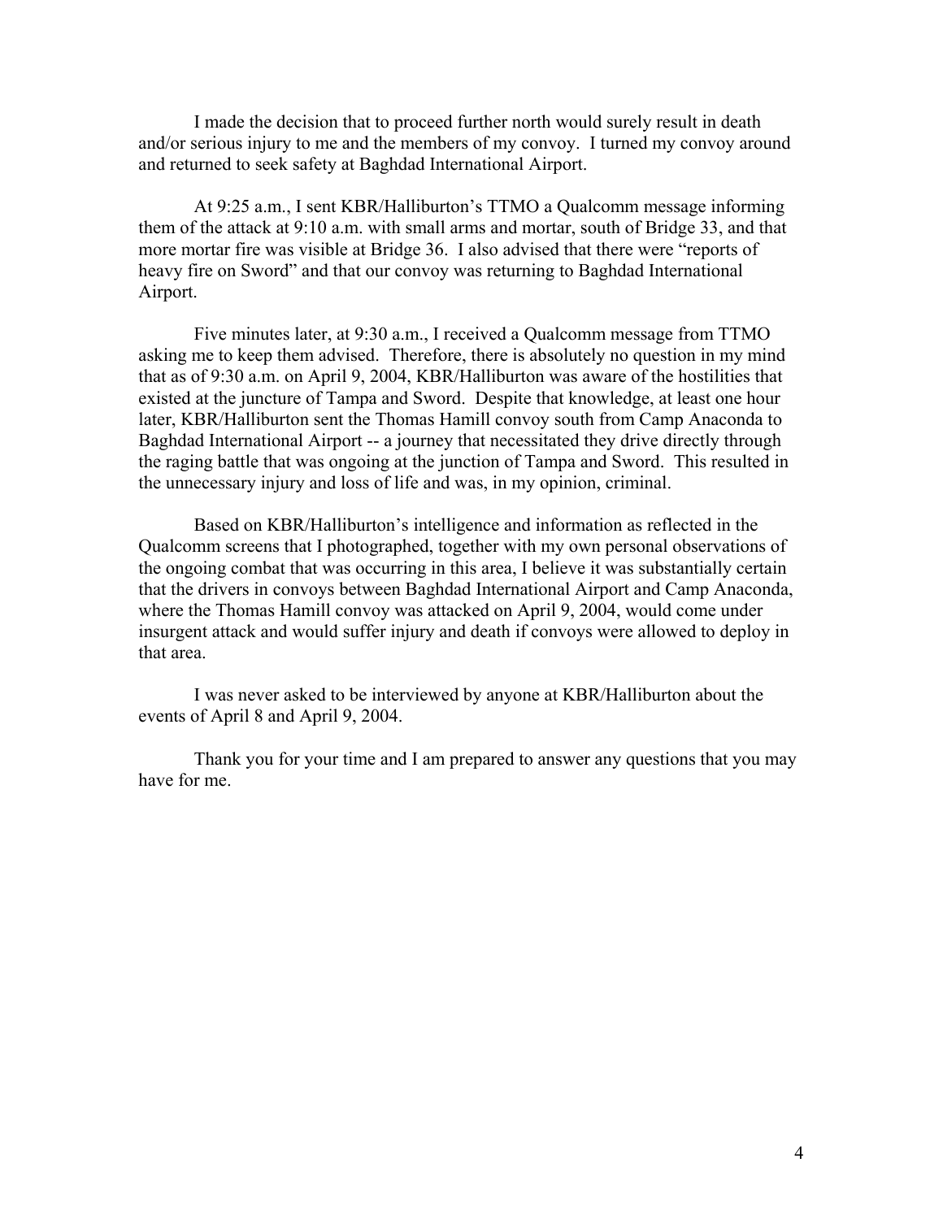I made the decision that to proceed further north would surely result in death and/or serious injury to me and the members of my convoy. I turned my convoy around and returned to seek safety at Baghdad International Airport.

At 9:25 a.m., I sent KBR/Halliburton's TTMO a Qualcomm message informing them of the attack at 9:10 a.m. with small arms and mortar, south of Bridge 33, and that more mortar fire was visible at Bridge 36. I also advised that there were "reports of heavy fire on Sword" and that our convoy was returning to Baghdad International Airport.

Five minutes later, at 9:30 a.m., I received a Qualcomm message from TTMO asking me to keep them advised. Therefore, there is absolutely no question in my mind that as of 9:30 a.m. on April 9, 2004, KBR/Halliburton was aware of the hostilities that existed at the juncture of Tampa and Sword. Despite that knowledge, at least one hour later, KBR/Halliburton sent the Thomas Hamill convoy south from Camp Anaconda to Baghdad International Airport -- a journey that necessitated they drive directly through the raging battle that was ongoing at the junction of Tampa and Sword. This resulted in the unnecessary injury and loss of life and was, in my opinion, criminal.

Based on KBR/Halliburton's intelligence and information as reflected in the Qualcomm screens that I photographed, together with my own personal observations of the ongoing combat that was occurring in this area, I believe it was substantially certain that the drivers in convoys between Baghdad International Airport and Camp Anaconda, where the Thomas Hamill convoy was attacked on April 9, 2004, would come under insurgent attack and would suffer injury and death if convoys were allowed to deploy in that area.

I was never asked to be interviewed by anyone at KBR/Halliburton about the events of April 8 and April 9, 2004.

Thank you for your time and I am prepared to answer any questions that you may have for me.